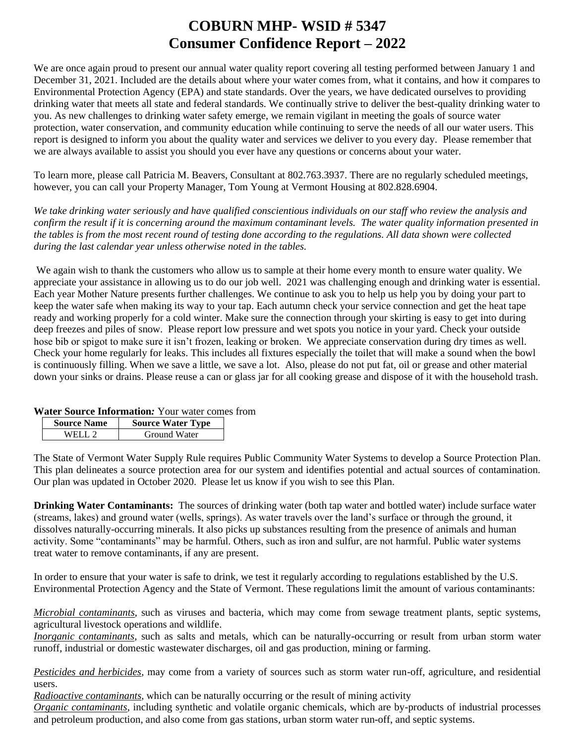# COBURN MHP- WSID # 5347
# Consumer Confidence Report – 2022

We are once again proud to present our annual water quality report covering all testing performed between January 1 and December 31, 2021. Included are the details about where your water comes from, what it contains, and how it compares to Environmental Protection Agency (EPA) and state standards. Over the years, we have dedicated ourselves to providing drinking water that meets all state and federal standards. We continually strive to deliver the best-quality drinking water to you. As new challenges to drinking water safety emerge, we remain vigilant in meeting the goals of source water protection, water conservation, and community education while continuing to serve the needs of all our water users. This report is designed to inform you about the quality water and services we deliver to you every day. Please remember that we are always available to assist you should you ever have any questions or concerns about your water.

To learn more, please call Patricia M. Beavers, Consultant at 802.763.3937. There are no regularly scheduled meetings, however, you can call your Property Manager, Tom Young at Vermont Housing at 802.828.6904.

*We take drinking water seriously and have qualified conscientious individuals on our staff who review the analysis and confirm the result if it is concerning around the maximum contaminant levels. The water quality information presented in the tables is from the most recent round of testing done according to the regulations. All data shown were collected during the last calendar year unless otherwise noted in the tables.*

We again wish to thank the customers who allow us to sample at their home every month to ensure water quality. We appreciate your assistance in allowing us to do our job well. 2021 was challenging enough and drinking water is essential. Each year Mother Nature presents further challenges. We continue to ask you to help us help you by doing your part to keep the water safe when making its way to your tap. Each autumn check your service connection and get the heat tape ready and working properly for a cold winter. Make sure the connection through your skirting is easy to get into during deep freezes and piles of snow. Please report low pressure and wet spots you notice in your yard. Check your outside hose bib or spigot to make sure it isn't frozen, leaking or broken. We appreciate conservation during dry times as well. Check your home regularly for leaks. This includes all fixtures especially the toilet that will make a sound when the bowl is continuously filling. When we save a little, we save a lot. Also, please do not put fat, oil or grease and other material down your sinks or drains. Please reuse a can or glass jar for all cooking grease and dispose of it with the household trash.

**Water Source Information*:*** Your water comes from

| Source Name | Source Water Type |
|---|---|
| WELL 2 | Ground Water |

The State of Vermont Water Supply Rule requires Public Community Water Systems to develop a Source Protection Plan. This plan delineates a source protection area for our system and identifies potential and actual sources of contamination. Our plan was updated in October 2020. Please let us know if you wish to see this Plan.

**Drinking Water Contaminants:** The sources of drinking water (both tap water and bottled water) include surface water (streams, lakes) and ground water (wells, springs). As water travels over the land's surface or through the ground, it dissolves naturally-occurring minerals. It also picks up substances resulting from the presence of animals and human activity. Some "contaminants" may be harmful. Others, such as iron and sulfur, are not harmful. Public water systems treat water to remove contaminants, if any are present.

In order to ensure that your water is safe to drink, we test it regularly according to regulations established by the U.S. Environmental Protection Agency and the State of Vermont. These regulations limit the amount of various contaminants:

*Microbial contaminants*, such as viruses and bacteria, which may come from sewage treatment plants, septic systems, agricultural livestock operations and wildlife.
*Inorganic contaminants*, such as salts and metals, which can be naturally-occurring or result from urban storm water runoff, industrial or domestic wastewater discharges, oil and gas production, mining or farming.

*Pesticides and herbicides*, may come from a variety of sources such as storm water run-off, agriculture, and residential users.
*Radioactive contaminants*, which can be naturally occurring or the result of mining activity
*Organic contaminants*, including synthetic and volatile organic chemicals, which are by-products of industrial processes and petroleum production, and also come from gas stations, urban storm water run-off, and septic systems.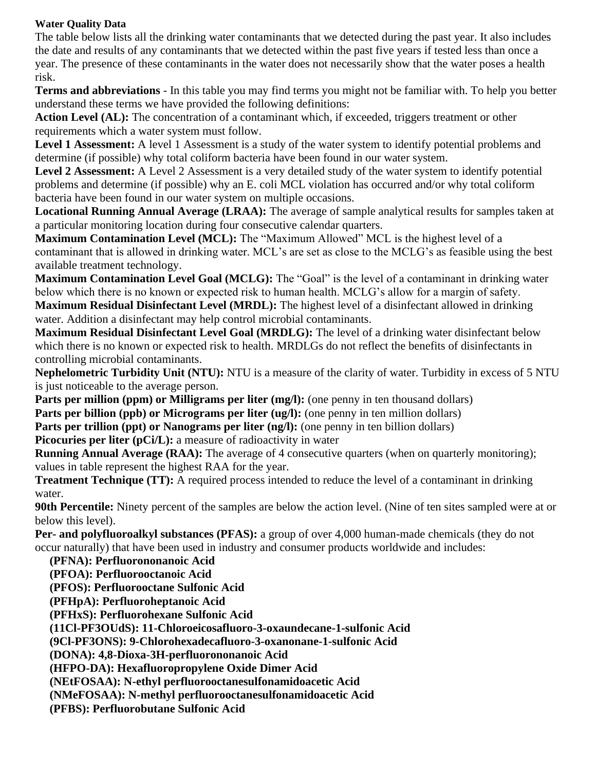**Water Quality Data**

The table below lists all the drinking water contaminants that we detected during the past year. It also includes the date and results of any contaminants that we detected within the past five years if tested less than once a year. The presence of these contaminants in the water does not necessarily show that the water poses a health risk.

**Terms and abbreviations** - In this table you may find terms you might not be familiar with. To help you better understand these terms we have provided the following definitions:

**Action Level (AL):** The concentration of a contaminant which, if exceeded, triggers treatment or other requirements which a water system must follow.

**Level 1 Assessment:** A level 1 Assessment is a study of the water system to identify potential problems and determine (if possible) why total coliform bacteria have been found in our water system.

**Level 2 Assessment:** A Level 2 Assessment is a very detailed study of the water system to identify potential problems and determine (if possible) why an E. coli MCL violation has occurred and/or why total coliform bacteria have been found in our water system on multiple occasions.

**Locational Running Annual Average (LRAA):** The average of sample analytical results for samples taken at a particular monitoring location during four consecutive calendar quarters.

**Maximum Contamination Level (MCL):** The "Maximum Allowed" MCL is the highest level of a contaminant that is allowed in drinking water. MCL's are set as close to the MCLG's as feasible using the best available treatment technology.

**Maximum Contamination Level Goal (MCLG):** The "Goal" is the level of a contaminant in drinking water below which there is no known or expected risk to human health. MCLG's allow for a margin of safety.

**Maximum Residual Disinfectant Level (MRDL):** The highest level of a disinfectant allowed in drinking water. Addition a disinfectant may help control microbial contaminants.

**Maximum Residual Disinfectant Level Goal (MRDLG):** The level of a drinking water disinfectant below which there is no known or expected risk to health. MRDLGs do not reflect the benefits of disinfectants in controlling microbial contaminants.

**Nephelometric Turbidity Unit (NTU):** NTU is a measure of the clarity of water. Turbidity in excess of 5 NTU is just noticeable to the average person.

**Parts per million (ppm) or Milligrams per liter (mg/l):** (one penny in ten thousand dollars)

**Parts per billion (ppb) or Micrograms per liter (ug/l):** (one penny in ten million dollars)

**Parts per trillion (ppt) or Nanograms per liter (ng/l):** (one penny in ten billion dollars)

**Picocuries per liter (pCi/L):** a measure of radioactivity in water

**Running Annual Average (RAA):** The average of 4 consecutive quarters (when on quarterly monitoring); values in table represent the highest RAA for the year.

**Treatment Technique (TT):** A required process intended to reduce the level of a contaminant in drinking water.

**90th Percentile:** Ninety percent of the samples are below the action level. (Nine of ten sites sampled were at or below this level).

**Per- and polyfluoroalkyl substances (PFAS):** a group of over 4,000 human-made chemicals (they do not occur naturally) that have been used in industry and consumer products worldwide and includes:

- **(PFNA): Perfluorononanoic Acid**
- **(PFOA): Perfluorooctanoic Acid**
- **(PFOS): Perfluorooctane Sulfonic Acid**
- **(PFHpA): Perfluoroheptanoic Acid**
- **(PFHxS): Perfluorohexane Sulfonic Acid**
- **(11Cl-PF3OUdS): 11-Chloroeicosafluoro-3-oxaundecane-1-sulfonic Acid**
- **(9Cl-PF3ONS): 9-Chlorohexadecafluoro-3-oxanonane-1-sulfonic Acid**
- **(DONA): 4,8-Dioxa-3H-perfluorononanoic Acid**
- **(HFPO-DA): Hexafluoropropylene Oxide Dimer Acid**
- **(NEtFOSAA): N-ethyl perfluorooctanesulfonamidoacetic Acid**
- **(NMeFOSAA): N-methyl perfluorooctanesulfonamidoacetic Acid**
- **(PFBS): Perfluorobutane Sulfonic Acid**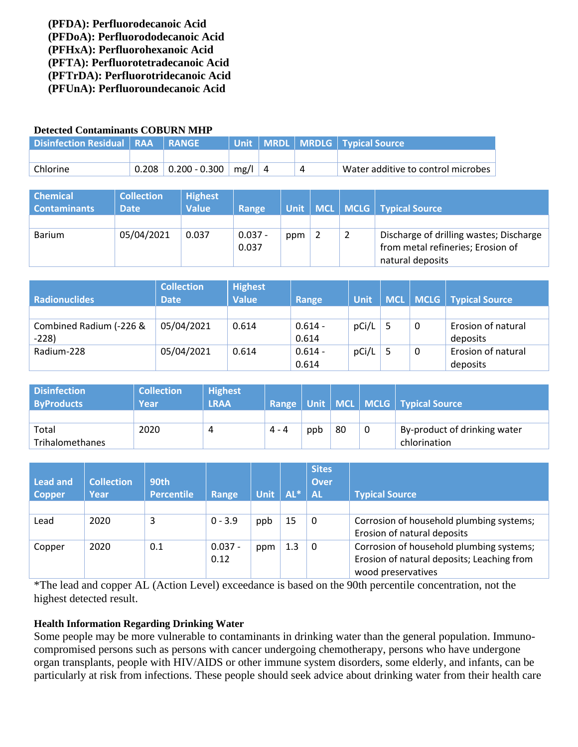**(PFDA): Perfluorodecanoic Acid**
**(PFDoA): Perfluorododecanoic Acid**
**(PFHxA): Perfluorohexanoic Acid**
**(PFTA): Perfluorotetradecanoic Acid**
**(PFTrDA): Perfluorotridecanoic Acid**
**(PFUnA): Perfluoroundecanoic Acid**

**Detected Contaminants COBURN MHP**

| Disinfection Residual | RAA | RANGE | Unit | MRDL | MRDLG | Typical Source |
|---|---|---|---|---|---|---|
| | | | | | | |
| Chlorine | 0.208 | 0.200 - 0.300 | mg/l | 4 | 4 | Water additive to control microbes |

| Chemical Contaminants | Collection Date | Highest Value | Range | Unit | MCL | MCLG | Typical Source |
|---|---|---|---|---|---|---|---|
| | | | | | | | |
| Barium | 05/04/2021 | 0.037 | 0.037 - 0.037 | ppm | 2 | 2 | Discharge of drilling wastes; Discharge from metal refineries; Erosion of natural deposits |

| Radionuclides | Collection Date | Highest Value | Range | Unit | MCL | MCLG | Typical Source |
|---|---|---|---|---|---|---|---|
| | | | | | | | |
| Combined Radium (-226 & -228) | 05/04/2021 | 0.614 | 0.614 - 0.614 | pCi/L | 5 | 0 | Erosion of natural deposits |
| Radium-228 | 05/04/2021 | 0.614 | 0.614 - 0.614 | pCi/L | 5 | 0 | Erosion of natural deposits |

| Disinfection ByProducts | Collection Year | Highest LRAA | Range | Unit | MCL | MCLG | Typical Source |
|---|---|---|---|---|---|---|---|
| | | | | | | | |
| Total Trihalomethanes | 2020 | 4 | 4 - 4 | ppb | 80 | 0 | By-product of drinking water chlorination |

| Lead and Copper | Collection Year | 90th Percentile | Range | Unit | AL* | Sites Over AL | Typical Source |
|---|---|---|---|---|---|---|---|
| | | | | | | | |
| Lead | 2020 | 3 | 0 - 3.9 | ppb | 15 | 0 | Corrosion of household plumbing systems; Erosion of natural deposits |
| Copper | 2020 | 0.1 | 0.037 - 0.12 | ppm | 1.3 | 0 | Corrosion of household plumbing systems; Erosion of natural deposits; Leaching from wood preservatives |

*The lead and copper AL (Action Level) exceedance is based on the 90th percentile concentration, not the highest detected result.

**Health Information Regarding Drinking Water**

Some people may be more vulnerable to contaminants in drinking water than the general population. Immuno-compromised persons such as persons with cancer undergoing chemotherapy, persons who have undergone organ transplants, people with HIV/AIDS or other immune system disorders, some elderly, and infants, can be particularly at risk from infections. These people should seek advice about drinking water from their health care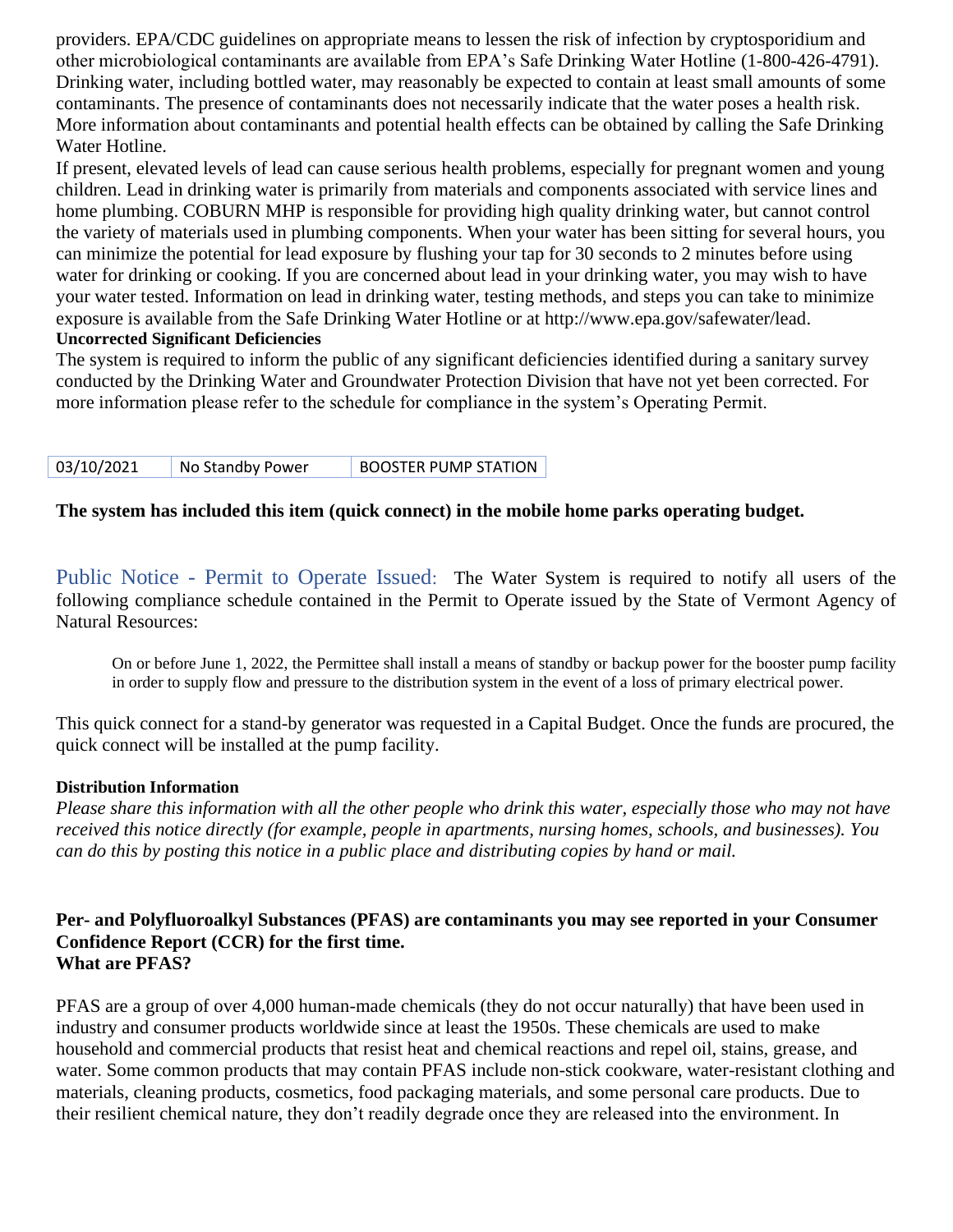providers. EPA/CDC guidelines on appropriate means to lessen the risk of infection by cryptosporidium and other microbiological contaminants are available from EPA's Safe Drinking Water Hotline (1-800-426-4791). Drinking water, including bottled water, may reasonably be expected to contain at least small amounts of some contaminants. The presence of contaminants does not necessarily indicate that the water poses a health risk. More information about contaminants and potential health effects can be obtained by calling the Safe Drinking Water Hotline.

If present, elevated levels of lead can cause serious health problems, especially for pregnant women and young children. Lead in drinking water is primarily from materials and components associated with service lines and home plumbing. COBURN MHP is responsible for providing high quality drinking water, but cannot control the variety of materials used in plumbing components. When your water has been sitting for several hours, you can minimize the potential for lead exposure by flushing your tap for 30 seconds to 2 minutes before using water for drinking or cooking. If you are concerned about lead in your drinking water, you may wish to have your water tested. Information on lead in drinking water, testing methods, and steps you can take to minimize exposure is available from the Safe Drinking Water Hotline or at http://www.epa.gov/safewater/lead.

**Uncorrected Significant Deficiencies**

The system is required to inform the public of any significant deficiencies identified during a sanitary survey conducted by the Drinking Water and Groundwater Protection Division that have not yet been corrected. For more information please refer to the schedule for compliance in the system's Operating Permit.

| 03/10/2021 | No Standby Power | BOOSTER PUMP STATION |
|---|---|---|

**The system has included this item (quick connect) in the mobile home parks operating budget.**

Public Notice - Permit to Operate Issued: The Water System is required to notify all users of the following compliance schedule contained in the Permit to Operate issued by the State of Vermont Agency of Natural Resources:

> On or before June 1, 2022, the Permittee shall install a means of standby or backup power for the booster pump facility in order to supply flow and pressure to the distribution system in the event of a loss of primary electrical power.

This quick connect for a stand-by generator was requested in a Capital Budget. Once the funds are procured, the quick connect will be installed at the pump facility.

**Distribution Information**

*Please share this information with all the other people who drink this water, especially those who may not have received this notice directly (for example, people in apartments, nursing homes, schools, and businesses). You can do this by posting this notice in a public place and distributing copies by hand or mail.*

**Per- and Polyfluoroalkyl Substances (PFAS) are contaminants you may see reported in your Consumer Confidence Report (CCR) for the first time.**
**What are PFAS?**

PFAS are a group of over 4,000 human-made chemicals (they do not occur naturally) that have been used in industry and consumer products worldwide since at least the 1950s. These chemicals are used to make household and commercial products that resist heat and chemical reactions and repel oil, stains, grease, and water. Some common products that may contain PFAS include non-stick cookware, water-resistant clothing and materials, cleaning products, cosmetics, food packaging materials, and some personal care products. Due to their resilient chemical nature, they don't readily degrade once they are released into the environment. In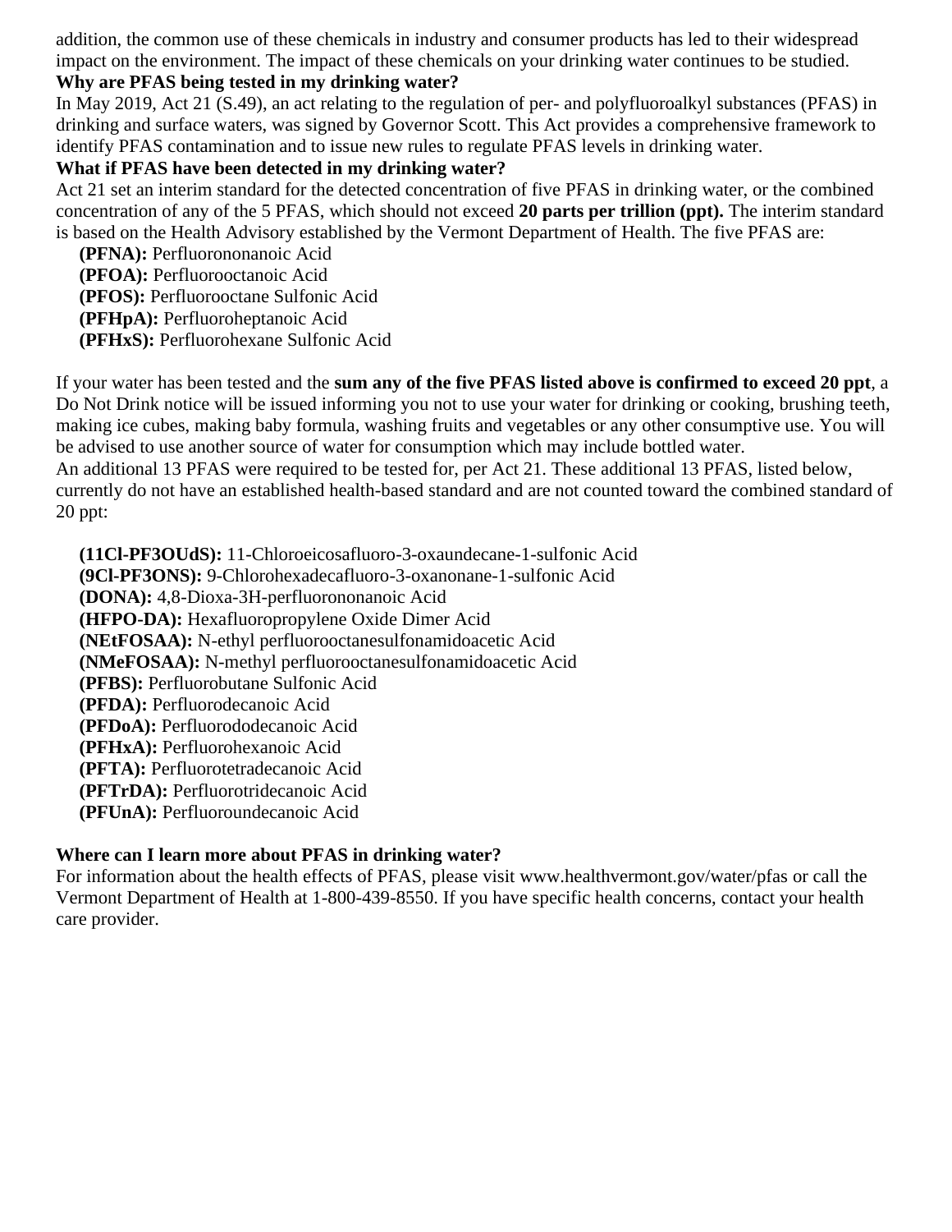addition, the common use of these chemicals in industry and consumer products has led to their widespread impact on the environment. The impact of these chemicals on your drinking water continues to be studied.

**Why are PFAS being tested in my drinking water?**

In May 2019, Act 21 (S.49), an act relating to the regulation of per- and polyfluoroalkyl substances (PFAS) in drinking and surface waters, was signed by Governor Scott. This Act provides a comprehensive framework to identify PFAS contamination and to issue new rules to regulate PFAS levels in drinking water.

**What if PFAS have been detected in my drinking water?**

Act 21 set an interim standard for the detected concentration of five PFAS in drinking water, or the combined concentration of any of the 5 PFAS, which should not exceed **20 parts per trillion (ppt).** The interim standard is based on the Health Advisory established by the Vermont Department of Health. The five PFAS are:

- **(PFNA):** Perfluorononanoic Acid
- **(PFOA):** Perfluorooctanoic Acid
- **(PFOS):** Perfluorooctane Sulfonic Acid
- **(PFHpA):** Perfluoroheptanoic Acid
- **(PFHxS):** Perfluorohexane Sulfonic Acid

If your water has been tested and the **sum any of the five PFAS listed above is confirmed to exceed 20 ppt**, a Do Not Drink notice will be issued informing you not to use your water for drinking or cooking, brushing teeth, making ice cubes, making baby formula, washing fruits and vegetables or any other consumptive use. You will be advised to use another source of water for consumption which may include bottled water.

An additional 13 PFAS were required to be tested for, per Act 21. These additional 13 PFAS, listed below, currently do not have an established health-based standard and are not counted toward the combined standard of 20 ppt:

- **(11Cl-PF3OUdS):** 11-Chloroeicosafluoro-3-oxaundecane-1-sulfonic Acid
- **(9Cl-PF3ONS):** 9-Chlorohexadecafluoro-3-oxanonane-1-sulfonic Acid
- **(DONA):** 4,8-Dioxa-3H-perfluorononanoic Acid
- **(HFPO-DA):** Hexafluoropropylene Oxide Dimer Acid
- **(NEtFOSAA):** N-ethyl perfluorooctanesulfonamidoacetic Acid
- **(NMeFOSAA):** N-methyl perfluorooctanesulfonamidoacetic Acid
- **(PFBS):** Perfluorobutane Sulfonic Acid
- **(PFDA):** Perfluorodecanoic Acid
- **(PFDoA):** Perfluorododecanoic Acid
- **(PFHxA):** Perfluorohexanoic Acid
- **(PFTA):** Perfluorotetradecanoic Acid
- **(PFTrDA):** Perfluorotridecanoic Acid
- **(PFUnA):** Perfluoroundecanoic Acid

**Where can I learn more about PFAS in drinking water?**

For information about the health effects of PFAS, please visit www.healthvermont.gov/water/pfas or call the Vermont Department of Health at 1-800-439-8550. If you have specific health concerns, contact your health care provider.